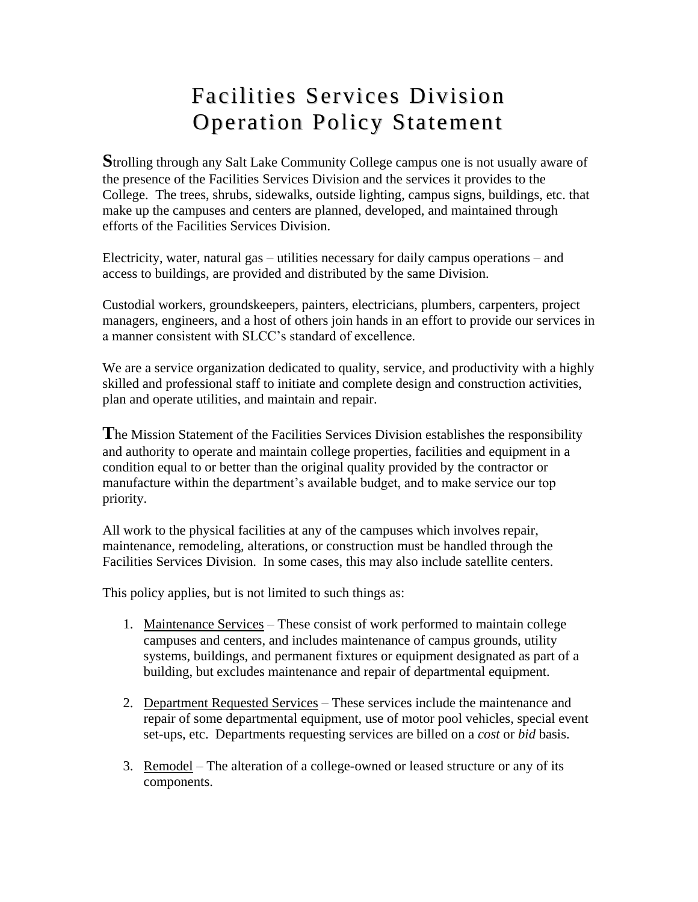# Facilities Services Division
# Operation Policy Statement

**S**trolling through any Salt Lake Community College campus one is not usually aware of the presence of the Facilities Services Division and the services it provides to the College. The trees, shrubs, sidewalks, outside lighting, campus signs, buildings, etc. that make up the campuses and centers are planned, developed, and maintained through efforts of the Facilities Services Division.

Electricity, water, natural gas – utilities necessary for daily campus operations – and access to buildings, are provided and distributed by the same Division.

Custodial workers, groundskeepers, painters, electricians, plumbers, carpenters, project managers, engineers, and a host of others join hands in an effort to provide our services in a manner consistent with SLCC's standard of excellence.

We are a service organization dedicated to quality, service, and productivity with a highly skilled and professional staff to initiate and complete design and construction activities, plan and operate utilities, and maintain and repair.

**T**he Mission Statement of the Facilities Services Division establishes the responsibility and authority to operate and maintain college properties, facilities and equipment in a condition equal to or better than the original quality provided by the contractor or manufacture within the department's available budget, and to make service our top priority.

All work to the physical facilities at any of the campuses which involves repair, maintenance, remodeling, alterations, or construction must be handled through the Facilities Services Division. In some cases, this may also include satellite centers.

This policy applies, but is not limited to such things as:

1. <u>Maintenance Services</u> – These consist of work performed to maintain college campuses and centers, and includes maintenance of campus grounds, utility systems, buildings, and permanent fixtures or equipment designated as part of a building, but excludes maintenance and repair of departmental equipment.

2. <u>Department Requested Services</u> – These services include the maintenance and repair of some departmental equipment, use of motor pool vehicles, special event set-ups, etc. Departments requesting services are billed on a *cost* or *bid* basis.

3. <u>Remodel</u> – The alteration of a college-owned or leased structure or any of its components.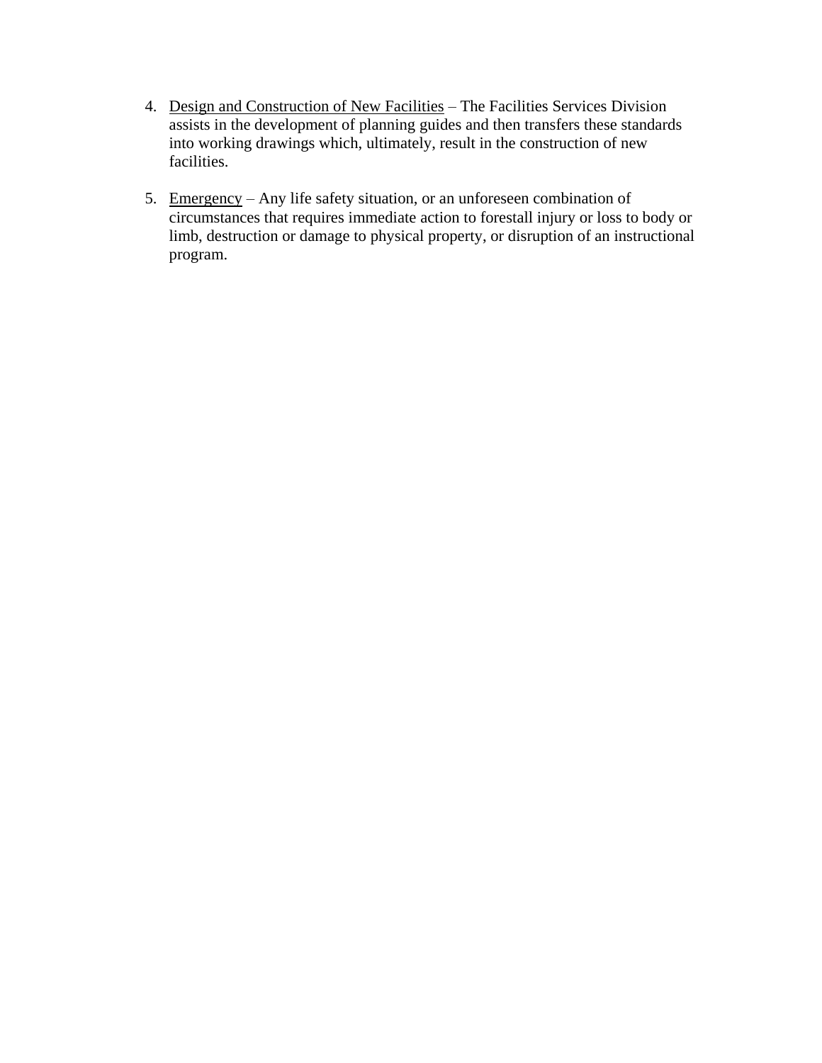4. <u>Design and Construction of New Facilities</u> – The Facilities Services Division assists in the development of planning guides and then transfers these standards into working drawings which, ultimately, result in the construction of new facilities.

5. <u>Emergency</u> – Any life safety situation, or an unforeseen combination of circumstances that requires immediate action to forestall injury or loss to body or limb, destruction or damage to physical property, or disruption of an instructional program.